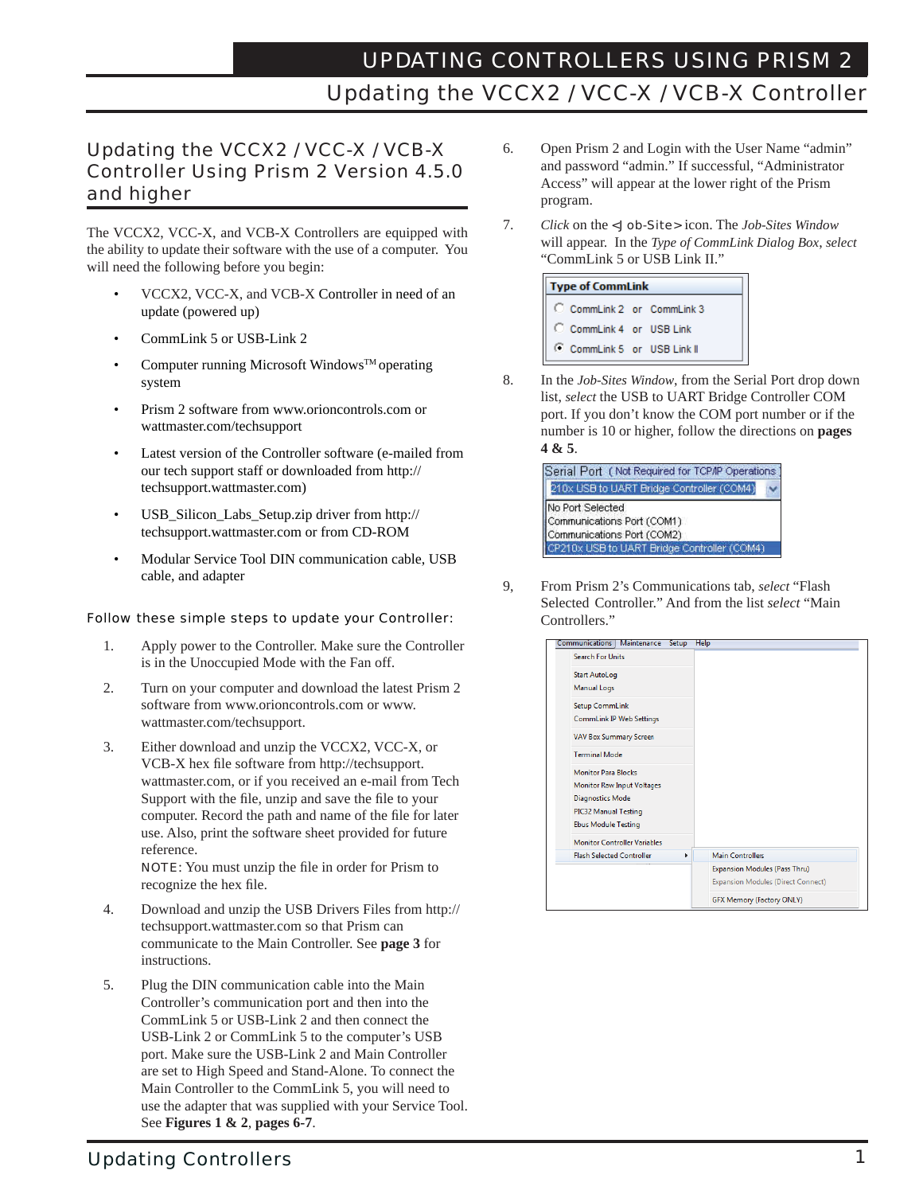# Updating the VCCX2 / VCC-X / VCB-X Controller Using Prism 2 Version 4.5.0 and higher

The VCCX2, VCC-X, and VCB-X Controllers are equipped with the ability to update their software with the use of a computer. You will need the following before you begin:

- VCCX2, VCC-X, and VCB-X Controller in need of an update (powered up)
- CommLink 5 or USB-Link 2
- Computer running Microsoft Windows™ operating system
- Prism 2 software from www.orioncontrols.com or wattmaster.com/techsupport
- Latest version of the Controller software (e-mailed from our tech support staff or downloaded from http://techsupport.wattmaster.com)
- USB_Silicon_Labs_Setup.zip driver from http://techsupport.wattmaster.com or from CD-ROM
- Modular Service Tool DIN communication cable, USB cable, and adapter

### Follow these simple steps to update your Controller:

1. Apply power to the Controller. Make sure the Controller is in the Unoccupied Mode with the Fan off.
2. Turn on your computer and download the latest Prism 2 software from www.orioncontrols.com or www.wattmaster.com/techsupport.
3. Either download and unzip the VCCX2, VCC-X, or VCB-X hex file software from http://techsupport.wattmaster.com, or if you received an e-mail from Tech Support with the file, unzip and save the file to your computer. Record the path and name of the file for later use. Also, print the software sheet provided for future reference.
   NOTE: You must unzip the file in order for Prism to recognize the hex file.
4. Download and unzip the USB Drivers Files from http://techsupport.wattmaster.com so that Prism can communicate to the Main Controller. See **page 3** for instructions.
5. Plug the DIN communication cable into the Main Controller's communication port and then into the CommLink 5 or USB-Link 2 and then connect the USB-Link 2 or CommLink 5 to the computer's USB port. Make sure the USB-Link 2 and Main Controller are set to High Speed and Stand-Alone. To connect the Main Controller to the CommLink 5, you will need to use the adapter that was supplied with your Service Tool. See **Figures 1 & 2**, **pages 6-7**.
6. Open Prism 2 and Login with the User Name "admin" and password "admin." If successful, "Administrator Access" will appear at the lower right of the Prism program.
7. *Click* on the <Job-Site> icon. The *Job-Sites Window* will appear. In the *Type of CommLink Dialog Box*, *select* "CommLink 5 or USB Link II."

   **Type of CommLink**
   - ○ CommLink 2 or CommLink 3
   - ○ CommLink 4 or USB Link
   - ◉ CommLink 5 or USB Link II

8. In the *Job-Sites Window*, from the Serial Port drop down list, *select* the USB to UART Bridge Controller COM port. If you don't know the COM port number or if the number is 10 or higher, follow the directions on **pages 4 & 5**.

   Serial Port (Not Required for TCP/IP Operations)
   210x USB to UART Bridge Controller (COM4)
   - No Port Selected
   - Communications Port (COM1)
   - Communications Port (COM2)
   - CP210x USB to UART Bridge Controller (COM4)

9. From Prism 2's Communications tab, *select* "Flash Selected Controller." And from the list *select* "Main Controllers."

   Communications | Maintenance | Setup | Help
   - Search For Units
   - Start AutoLog
   - Manual Logs
   - Setup CommLink
   - CommLink IP Web Settings
   - VAV Box Summary Screen
   - Terminal Mode
   - Monitor Para Blocks
   - Monitor Raw Input Voltages
   - Diagnostics Mode
   - PIC32 Manual Testing
   - Ebus Module Testing
   - Monitor Controller Variables
   - Flash Selected Controller ▸
     - Main Controllers
     - Expansion Modules (Pass Thru)
     - Expansion Modules (Direct Connect)
     - GFX Memory (Factory ONLY)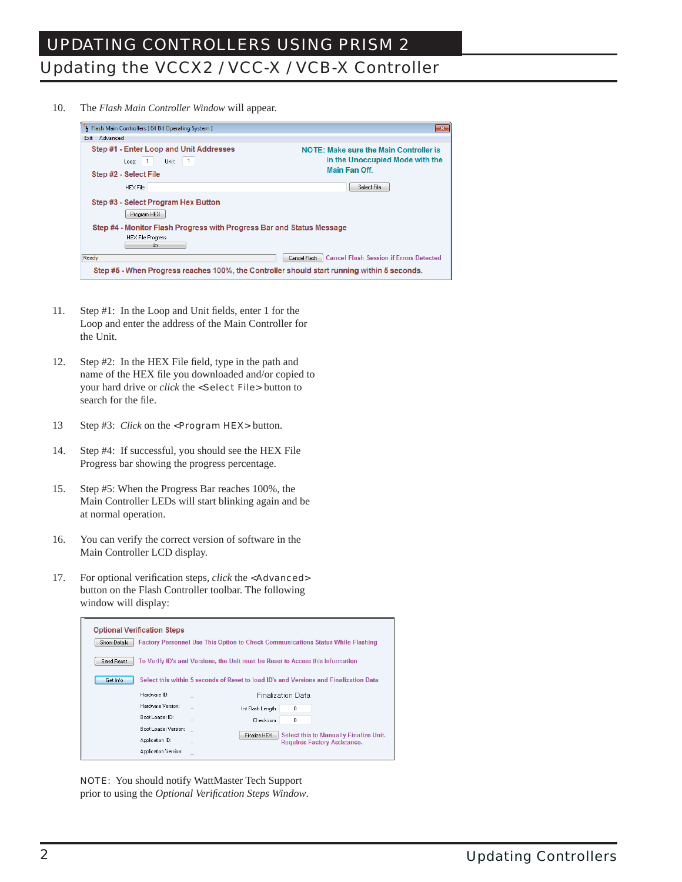# UPDATING CONTROLLERS USING PRISM 2

## Updating the VCCX2 / VCC-X / VCB-X Controller

10. The *Flash Main Controller Window* will appear.

11. Step #1: In the Loop and Unit fields, enter 1 for the Loop and enter the address of the Main Controller for the Unit.

12. Step #2: In the HEX File field, type in the path and name of the HEX file you downloaded and/or copied to your hard drive or *click* the <Select File> button to search for the file.

13 Step #3: *Click* on the <Program HEX> button.

14. Step #4: If successful, you should see the HEX File Progress bar showing the progress percentage.

15. Step #5: When the Progress Bar reaches 100%, the Main Controller LEDs will start blinking again and be at normal operation.

16. You can verify the correct version of software in the Main Controller LCD display.

17. For optional verification steps, *click* the <Advanced> button on the Flash Controller toolbar. The following window will display:

NOTE: You should notify WattMaster Tech Support prior to using the *Optional Verification Steps Window*.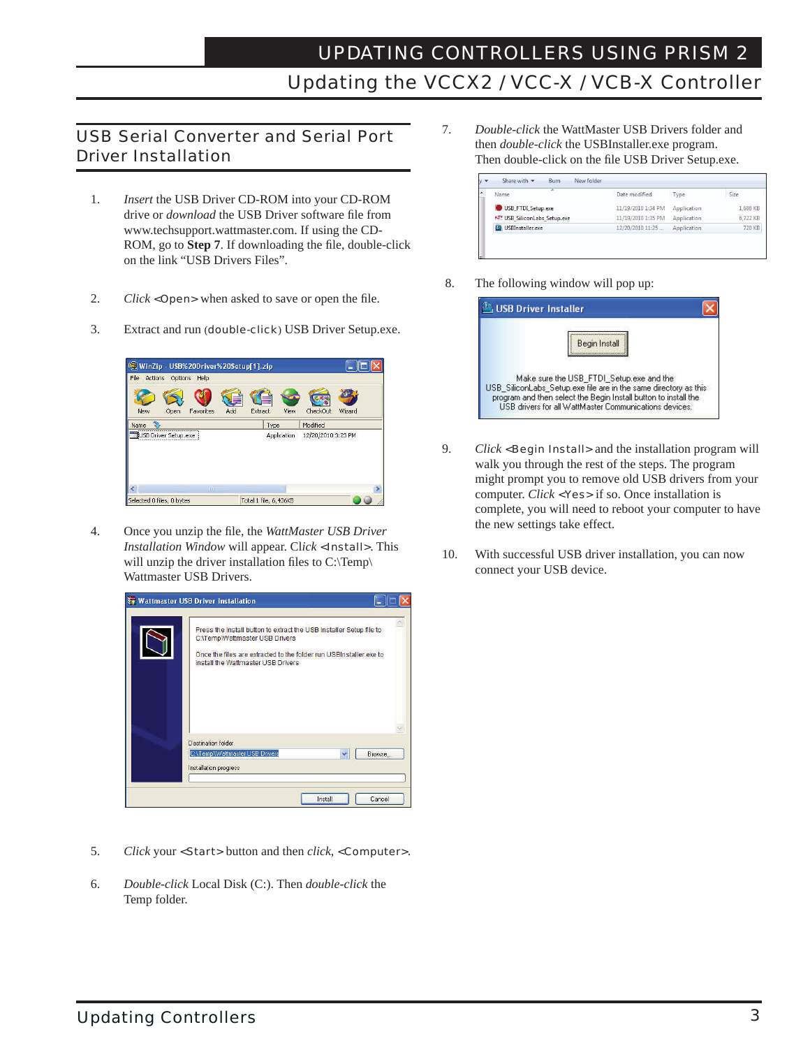## USB Serial Converter and Serial Port Driver Installation

1. *Insert* the USB Driver CD-ROM into your CD-ROM drive or *download* the USB Driver software file from www.techsupport.wattmaster.com. If using the CD-ROM, go to **Step 7**. If downloading the file, double-click on the link "USB Drivers Files".

2. *Click* <Open> when asked to save or open the file.

3. Extract and run (double-click) USB Driver Setup.exe.

4. Once you unzip the file, the *WattMaster USB Driver Installation Window* will appear. Click <Install>. This will unzip the driver installation files to C:\Temp\ Wattmaster USB Drivers.

5. *Click* your <Start> button and then *click*, <Computer>.

6. *Double-click* Local Disk (C:). Then *double-click* the Temp folder.

7. *Double-click* the WattMaster USB Drivers folder and then *double-click* the USBInstaller.exe program. Then double-click on the file USB Driver Setup.exe.

8. The following window will pop up:

9. *Click* <Begin Install> and the installation program will walk you through the rest of the steps. The program might prompt you to remove old USB drivers from your computer. *Click* <Yes> if so. Once installation is complete, you will need to reboot your computer to have the new settings take effect.

10. With successful USB driver installation, you can now connect your USB device.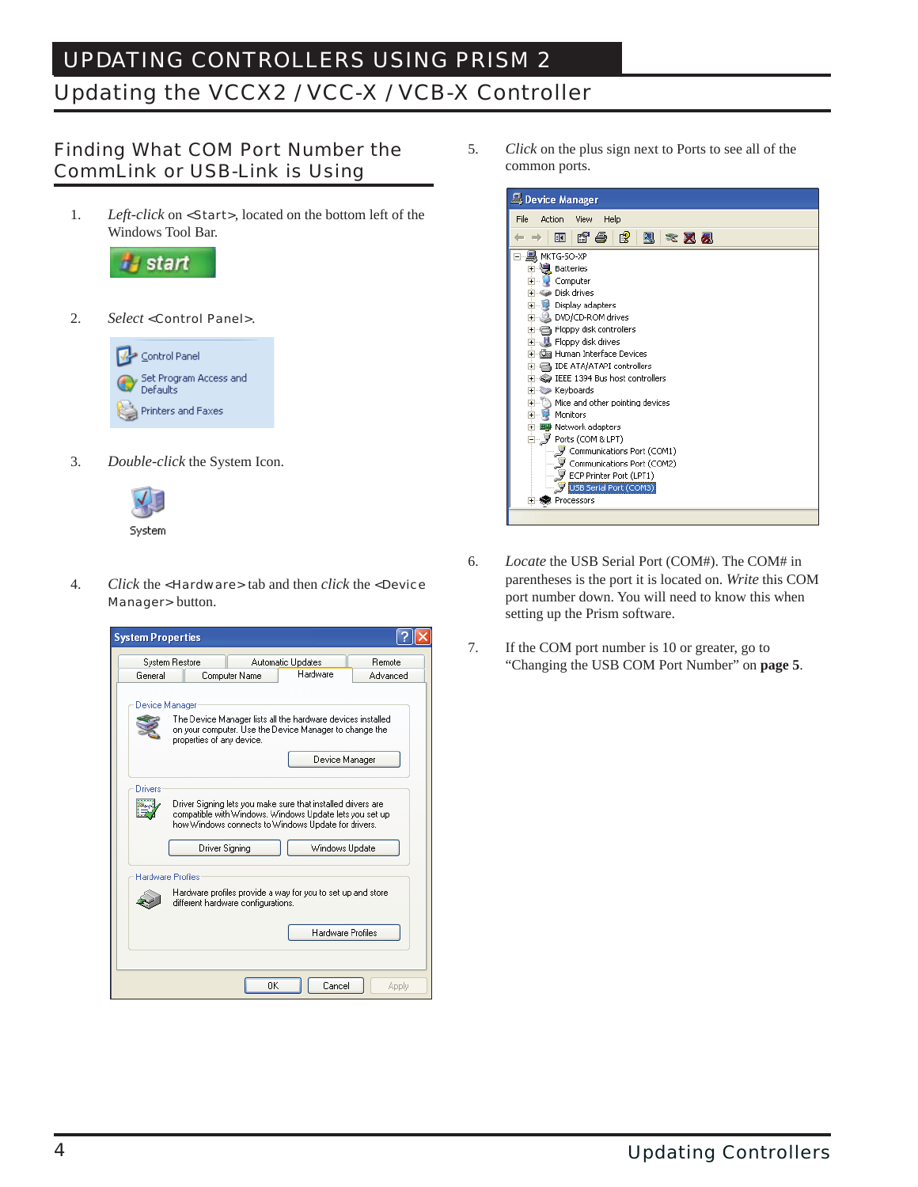# UPDATING CONTROLLERS USING PRISM 2

## Updating the VCCX2 / VCC-X / VCB-X Controller

### Finding What COM Port Number the CommLink or USB-Link is Using

1. *Left-click* on <Start>, located on the bottom left of the Windows Tool Bar.

2. *Select* <Control Panel>.

3. *Double-click* the System Icon.

4. *Click* the <Hardware> tab and then *click* the <Device Manager> button.

5. *Click* on the plus sign next to Ports to see all of the common ports.

6. *Locate* the USB Serial Port (COM#). The COM# in parentheses is the port it is located on. *Write* this COM port number down. You will need to know this when setting up the Prism software.

7. If the COM port number is 10 or greater, go to "Changing the USB COM Port Number" on **page 5**.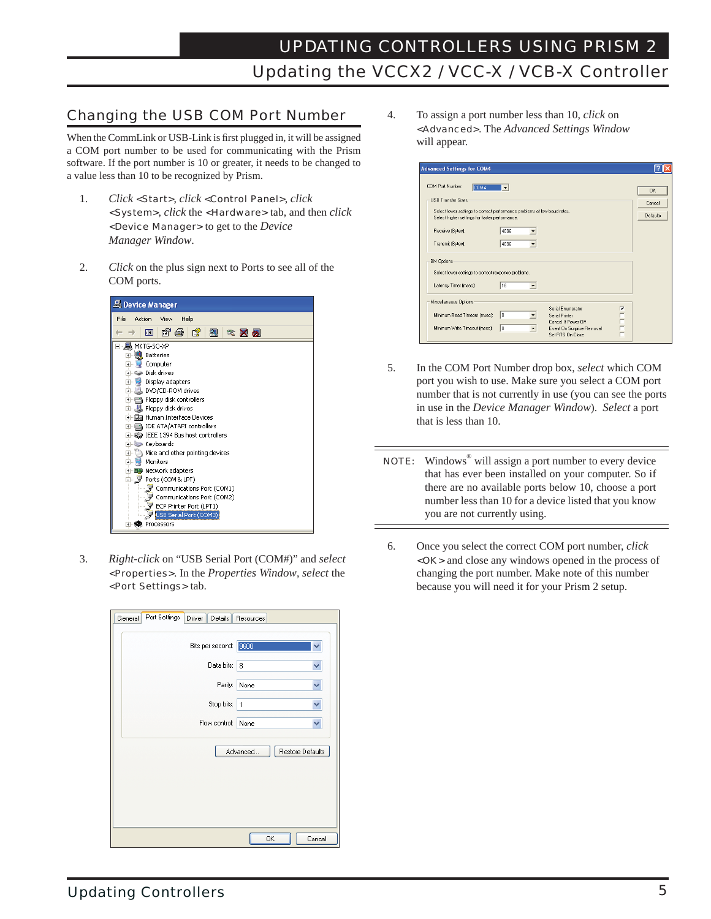## Changing the USB COM Port Number

When the CommLink or USB-Link is first plugged in, it will be assigned a COM port number to be used for communicating with the Prism software. If the port number is 10 or greater, it needs to be changed to a value less than 10 to be recognized by Prism.

1. *Click* <Start>, *click* <Control Panel>, *click* <System>, *click* the <Hardware> tab, and then *click* <Device Manager> to get to the *Device Manager Window.*

2. *Click* on the plus sign next to Ports to see all of the COM ports.

3. *Right-click* on "USB Serial Port (COM#)" and *select* <Properties>. In the *Properties Window*, *select* the <Port Settings> tab.

4. To assign a port number less than 10, *click* on <Advanced>. The *Advanced Settings Window* will appear.

5. In the COM Port Number drop box, *select* which COM port you wish to use. Make sure you select a COM port number that is not currently in use (you can see the ports in use in the *Device Manager Window*). *Select* a port that is less than 10.

NOTE: Windows® will assign a port number to every device that has ever been installed on your computer. So if there are no available ports below 10, choose a port number less than 10 for a device listed that you know you are not currently using.

6. Once you select the correct COM port number, *click* <OK> and close any windows opened in the process of changing the port number. Make note of this number because you will need it for your Prism 2 setup.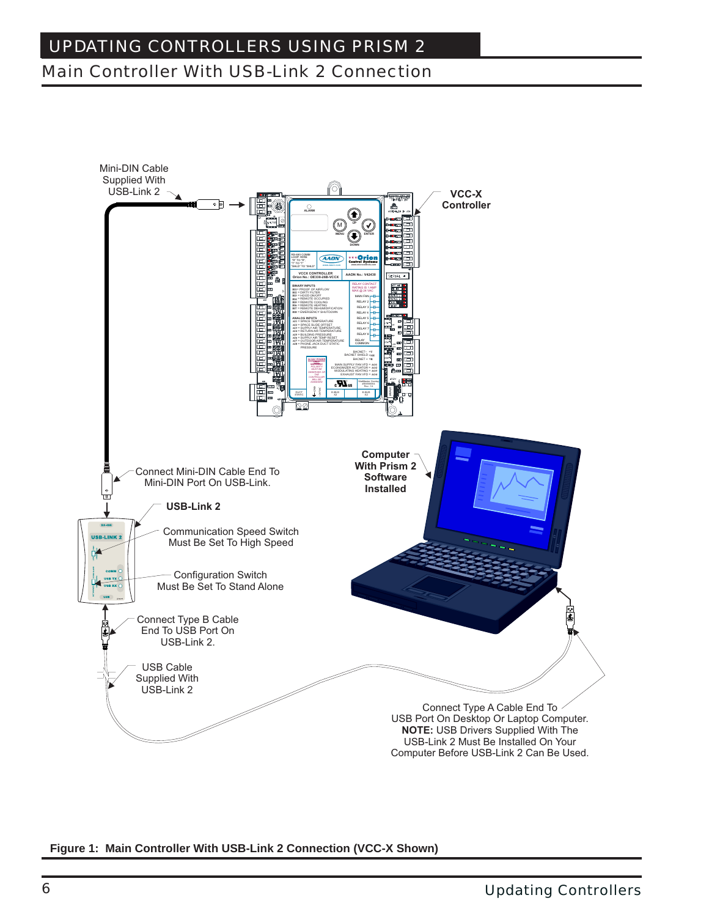# UPDATING CONTROLLERS USING PRISM 2

## Main Controller With USB-Link 2 Connection

Mini-DIN Cable Supplied With USB-Link 2

**VCC-X Controller**

**Computer With Prism 2 Software Installed**

Connect Mini-DIN Cable End To Mini-DIN Port On USB-Link.

**USB-Link 2**

Communication Speed Switch Must Be Set To High Speed

Configuration Switch Must Be Set To Stand Alone

Connect Type B Cable End To USB Port On USB-Link 2.

USB Cable Supplied With USB-Link 2

Connect Type A Cable End To USB Port On Desktop Or Laptop Computer.
**NOTE:** USB Drivers Supplied With The USB-Link 2 Must Be Installed On Your Computer Before USB-Link 2 Can Be Used.

**Figure 1: Main Controller With USB-Link 2 Connection (VCC-X Shown)**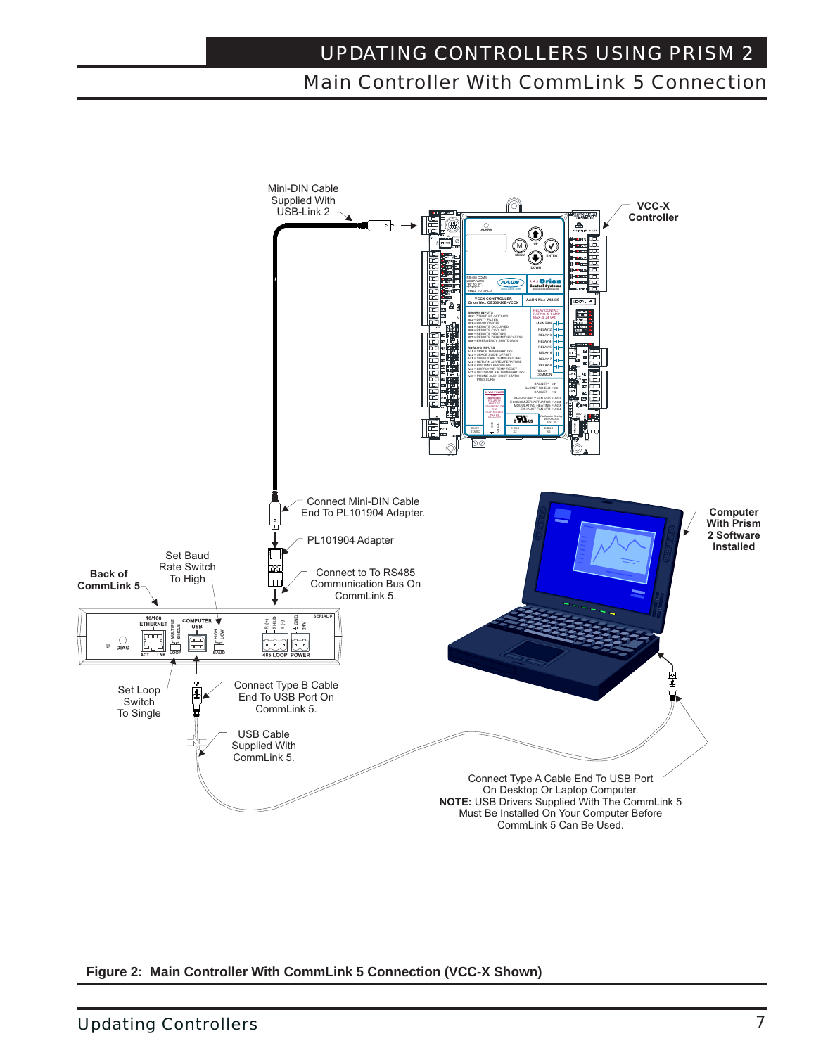# UPDATING CONTROLLERS USING PRISM 2

## Main Controller With CommLink 5 Connection

Mini-DIN Cable Supplied With USB-Link 2

**VCC-X Controller**

Connect Mini-DIN Cable End To PL101904 Adapter.

PL101904 Adapter

Connect to To RS485 Communication Bus On CommLink 5.

**Computer With Prism 2 Software Installed**

Set Baud Rate Switch To High

**Back of CommLink 5**

Set Loop Switch To Single

Connect Type B Cable End To USB Port On CommLink 5.

USB Cable Supplied With CommLink 5.

Connect Type A Cable End To USB Port On Desktop Or Laptop Computer.
**NOTE:** USB Drivers Supplied With The CommLink 5 Must Be Installed On Your Computer Before CommLink 5 Can Be Used.

**Figure 2: Main Controller With CommLink 5 Connection (VCC-X Shown)**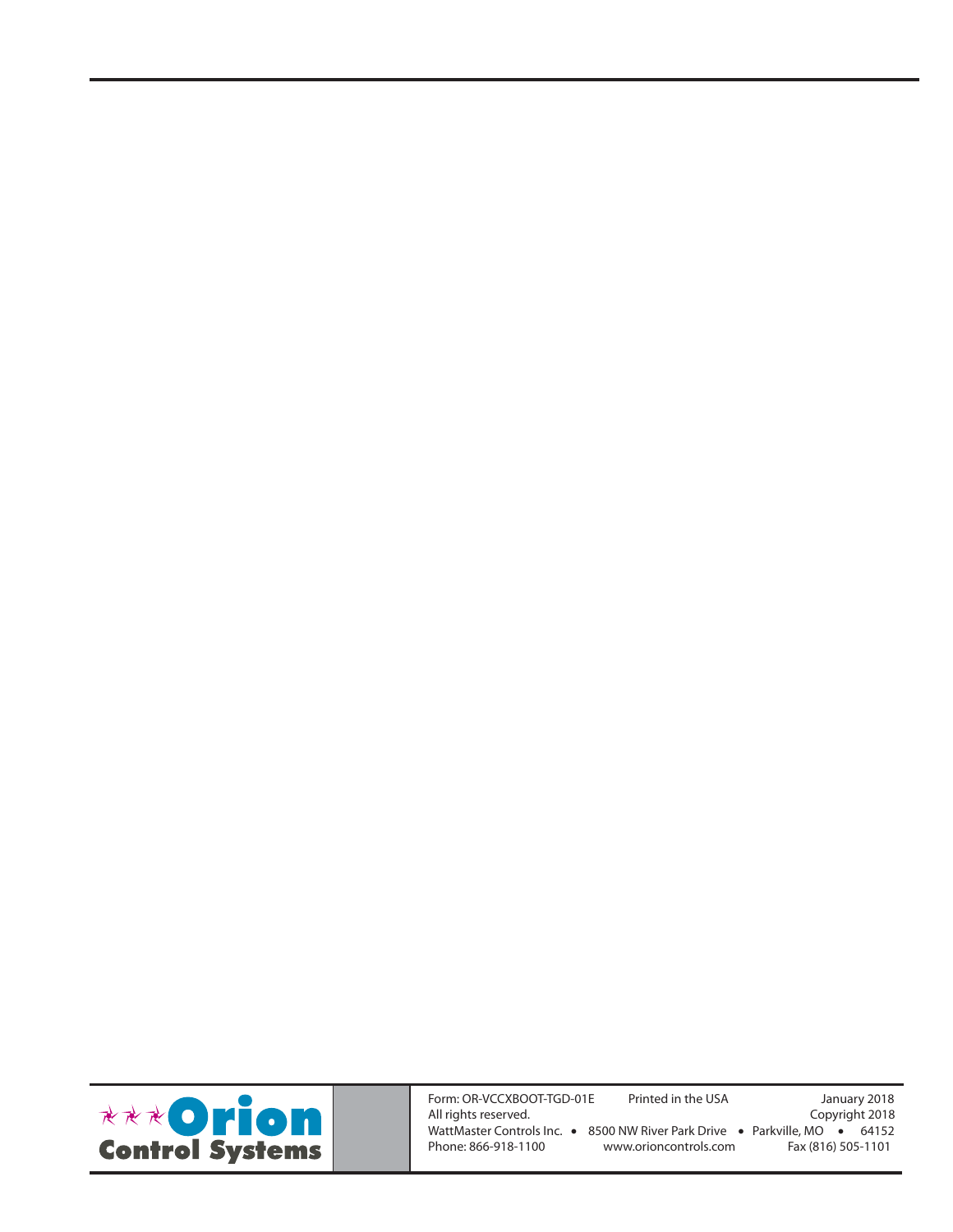Orion Control Systems

Form: OR-VCCXBOOT-TGD-01E    Printed in the USA    January 2018
All rights reserved.    Copyright 2018
WattMaster Controls Inc. • 8500 NW River Park Drive • Parkville, MO • 64152
Phone: 866-918-1100    www.orioncontrols.com    Fax (816) 505-1101